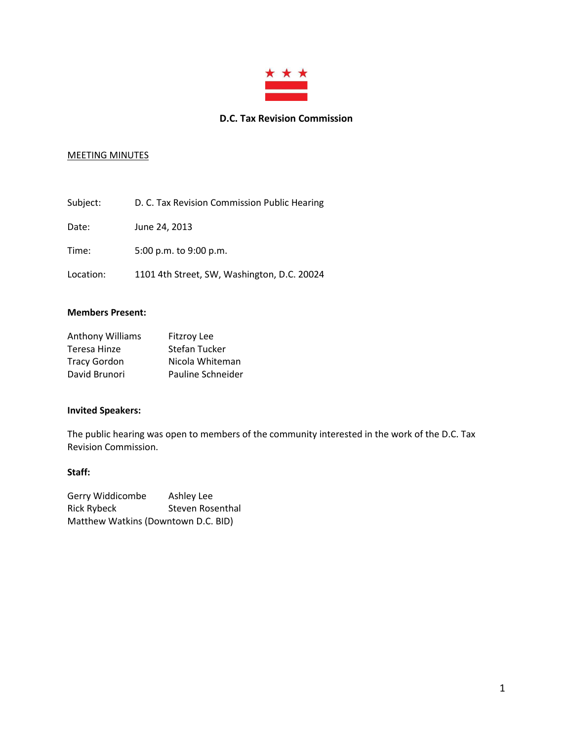# D.C. Tax Revision Commission

MEETING MINUTES

Subject: D. C. Tax Revision Commission Public Hearing

Date: June 24, 2013

Time: 5:00 p.m. to 9:00 p.m.

Location: 1101 4th Street, SW, Washington, D.C. 20024

**Members Present:**

Anthony Williams
Teresa Hinze
Tracy Gordon
David Brunori
Fitzroy Lee
Stefan Tucker
Nicola Whiteman
Pauline Schneider

**Invited Speakers:**

The public hearing was open to members of the community interested in the work of the D.C. Tax Revision Commission.

**Staff:**

Gerry Widdicombe
Rick Rybeck
Ashley Lee
Steven Rosenthal
Matthew Watkins (Downtown D.C. BID)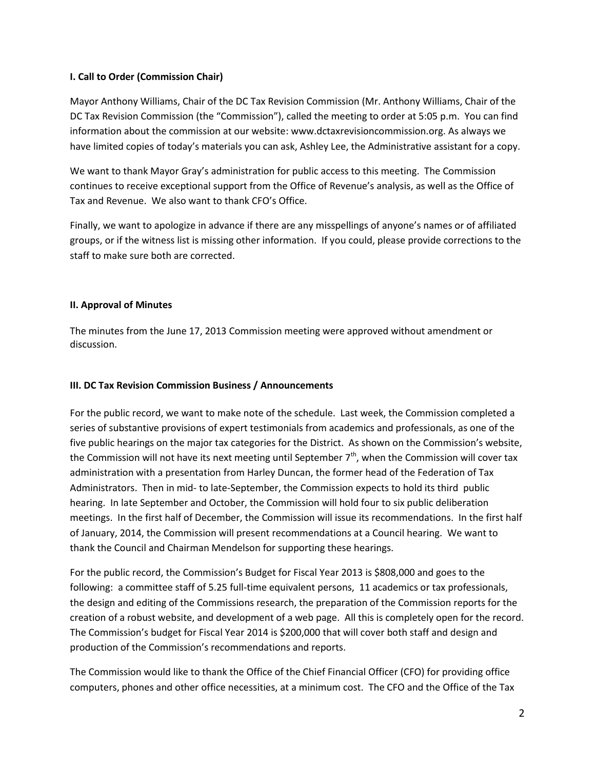**I. Call to Order (Commission Chair)**

Mayor Anthony Williams, Chair of the DC Tax Revision Commission (Mr. Anthony Williams, Chair of the DC Tax Revision Commission (the "Commission"), called the meeting to order at 5:05 p.m. You can find information about the commission at our website: www.dctaxrevisioncommission.org. As always we have limited copies of today's materials you can ask, Ashley Lee, the Administrative assistant for a copy.

We want to thank Mayor Gray's administration for public access to this meeting. The Commission continues to receive exceptional support from the Office of Revenue's analysis, as well as the Office of Tax and Revenue. We also want to thank CFO's Office.

Finally, we want to apologize in advance if there are any misspellings of anyone's names or of affiliated groups, or if the witness list is missing other information. If you could, please provide corrections to the staff to make sure both are corrected.

**II. Approval of Minutes**

The minutes from the June 17, 2013 Commission meeting were approved without amendment or discussion.

**III. DC Tax Revision Commission Business / Announcements**

For the public record, we want to make note of the schedule. Last week, the Commission completed a series of substantive provisions of expert testimonials from academics and professionals, as one of the five public hearings on the major tax categories for the District. As shown on the Commission's website, the Commission will not have its next meeting until September 7th, when the Commission will cover tax administration with a presentation from Harley Duncan, the former head of the Federation of Tax Administrators. Then in mid- to late-September, the Commission expects to hold its third public hearing. In late September and October, the Commission will hold four to six public deliberation meetings. In the first half of December, the Commission will issue its recommendations. In the first half of January, 2014, the Commission will present recommendations at a Council hearing. We want to thank the Council and Chairman Mendelson for supporting these hearings.

For the public record, the Commission's Budget for Fiscal Year 2013 is $808,000 and goes to the following: a committee staff of 5.25 full-time equivalent persons, 11 academics or tax professionals, the design and editing of the Commissions research, the preparation of the Commission reports for the creation of a robust website, and development of a web page. All this is completely open for the record. The Commission's budget for Fiscal Year 2014 is $200,000 that will cover both staff and design and production of the Commission's recommendations and reports.

The Commission would like to thank the Office of the Chief Financial Officer (CFO) for providing office computers, phones and other office necessities, at a minimum cost. The CFO and the Office of the Tax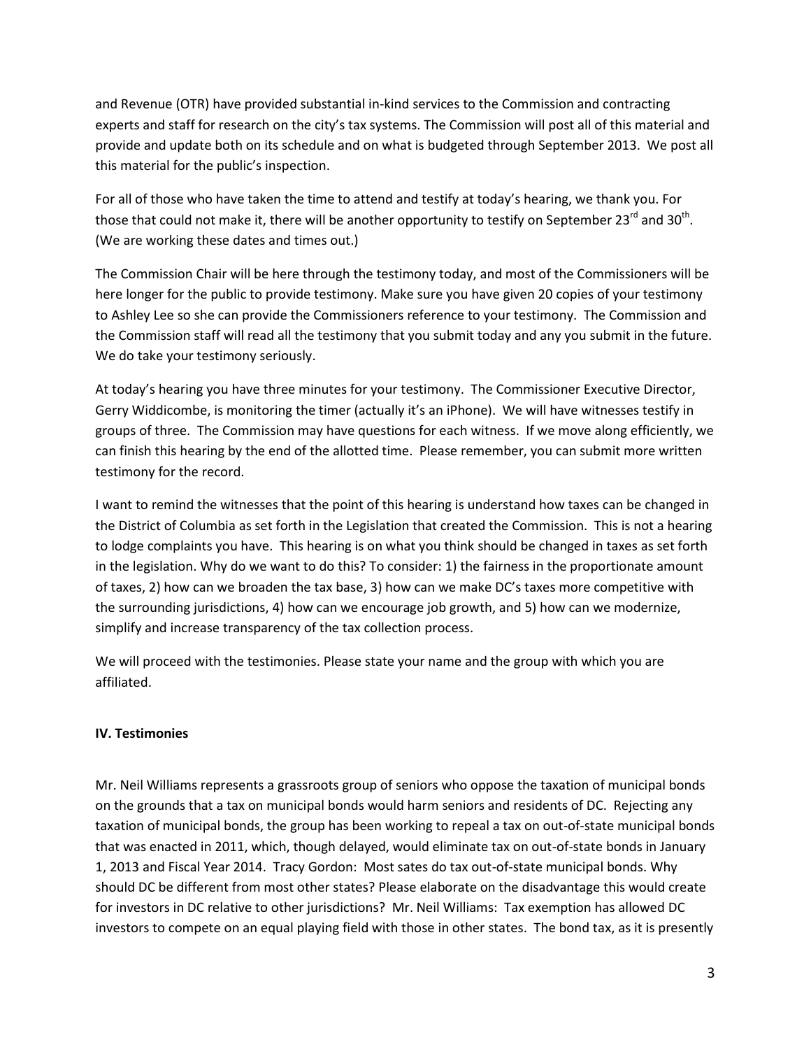and Revenue (OTR) have provided substantial in-kind services to the Commission and contracting experts and staff for research on the city's tax systems. The Commission will post all of this material and provide and update both on its schedule and on what is budgeted through September 2013. We post all this material for the public's inspection.

For all of those who have taken the time to attend and testify at today's hearing, we thank you. For those that could not make it, there will be another opportunity to testify on September 23rd and 30th. (We are working these dates and times out.)

The Commission Chair will be here through the testimony today, and most of the Commissioners will be here longer for the public to provide testimony. Make sure you have given 20 copies of your testimony to Ashley Lee so she can provide the Commissioners reference to your testimony. The Commission and the Commission staff will read all the testimony that you submit today and any you submit in the future. We do take your testimony seriously.

At today's hearing you have three minutes for your testimony. The Commissioner Executive Director, Gerry Widdicombe, is monitoring the timer (actually it's an iPhone). We will have witnesses testify in groups of three. The Commission may have questions for each witness. If we move along efficiently, we can finish this hearing by the end of the allotted time. Please remember, you can submit more written testimony for the record.

I want to remind the witnesses that the point of this hearing is understand how taxes can be changed in the District of Columbia as set forth in the Legislation that created the Commission. This is not a hearing to lodge complaints you have. This hearing is on what you think should be changed in taxes as set forth in the legislation. Why do we want to do this? To consider: 1) the fairness in the proportionate amount of taxes, 2) how can we broaden the tax base, 3) how can we make DC's taxes more competitive with the surrounding jurisdictions, 4) how can we encourage job growth, and 5) how can we modernize, simplify and increase transparency of the tax collection process.

We will proceed with the testimonies. Please state your name and the group with which you are affiliated.

**IV. Testimonies**

Mr. Neil Williams represents a grassroots group of seniors who oppose the taxation of municipal bonds on the grounds that a tax on municipal bonds would harm seniors and residents of DC. Rejecting any taxation of municipal bonds, the group has been working to repeal a tax on out-of-state municipal bonds that was enacted in 2011, which, though delayed, would eliminate tax on out-of-state bonds in January 1, 2013 and Fiscal Year 2014. Tracy Gordon: Most sates do tax out-of-state municipal bonds. Why should DC be different from most other states? Please elaborate on the disadvantage this would create for investors in DC relative to other jurisdictions? Mr. Neil Williams: Tax exemption has allowed DC investors to compete on an equal playing field with those in other states. The bond tax, as it is presently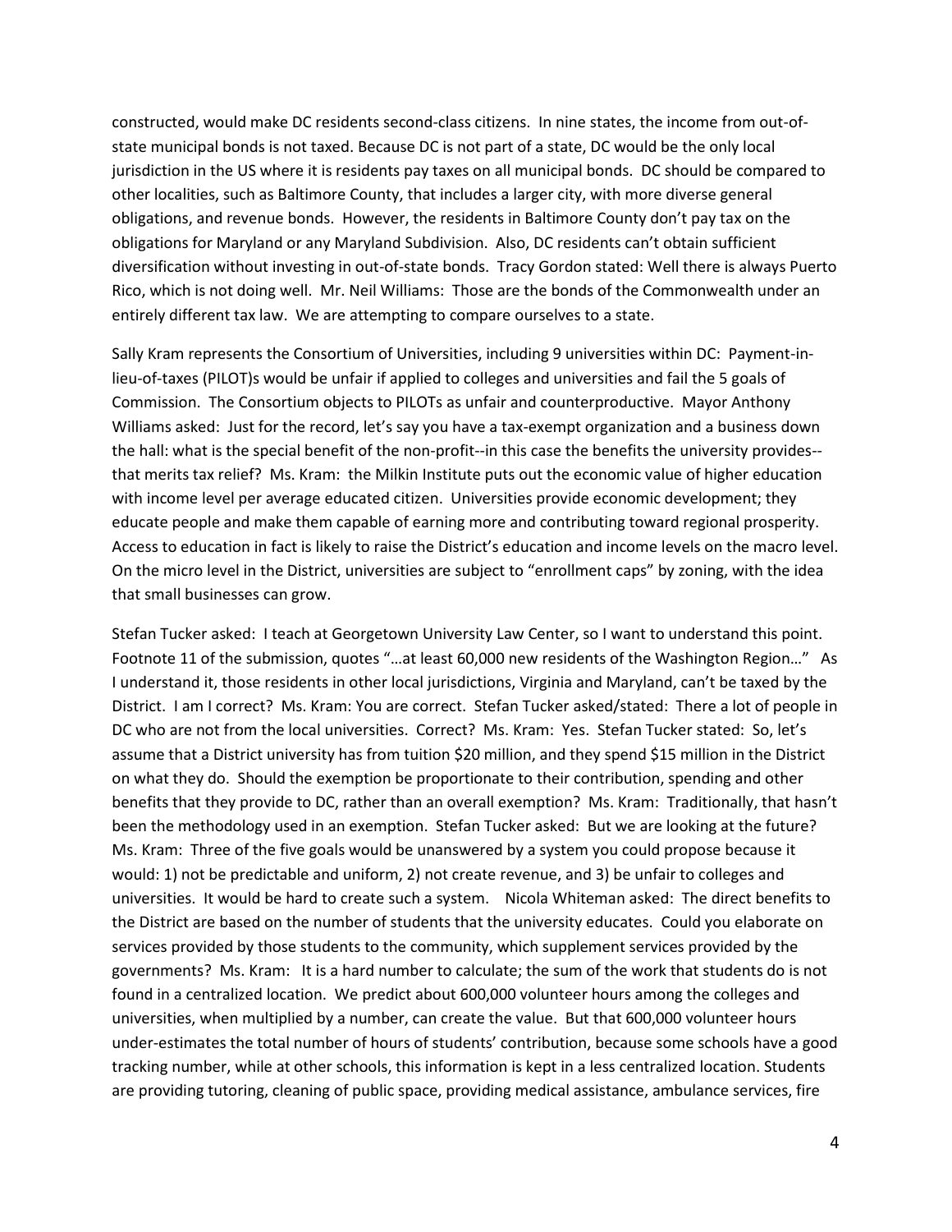constructed, would make DC residents second-class citizens. In nine states, the income from out-of-state municipal bonds is not taxed. Because DC is not part of a state, DC would be the only local jurisdiction in the US where it is residents pay taxes on all municipal bonds. DC should be compared to other localities, such as Baltimore County, that includes a larger city, with more diverse general obligations, and revenue bonds. However, the residents in Baltimore County don't pay tax on the obligations for Maryland or any Maryland Subdivision. Also, DC residents can't obtain sufficient diversification without investing in out-of-state bonds. Tracy Gordon stated: Well there is always Puerto Rico, which is not doing well. Mr. Neil Williams: Those are the bonds of the Commonwealth under an entirely different tax law. We are attempting to compare ourselves to a state.

Sally Kram represents the Consortium of Universities, including 9 universities within DC: Payment-in-lieu-of-taxes (PILOT)s would be unfair if applied to colleges and universities and fail the 5 goals of Commission. The Consortium objects to PILOTs as unfair and counterproductive. Mayor Anthony Williams asked: Just for the record, let's say you have a tax-exempt organization and a business down the hall: what is the special benefit of the non-profit--in this case the benefits the university provides--that merits tax relief? Ms. Kram: the Milkin Institute puts out the economic value of higher education with income level per average educated citizen. Universities provide economic development; they educate people and make them capable of earning more and contributing toward regional prosperity. Access to education in fact is likely to raise the District's education and income levels on the macro level. On the micro level in the District, universities are subject to "enrollment caps" by zoning, with the idea that small businesses can grow.

Stefan Tucker asked: I teach at Georgetown University Law Center, so I want to understand this point. Footnote 11 of the submission, quotes "…at least 60,000 new residents of the Washington Region…" As I understand it, those residents in other local jurisdictions, Virginia and Maryland, can't be taxed by the District. I am I correct? Ms. Kram: You are correct. Stefan Tucker asked/stated: There a lot of people in DC who are not from the local universities. Correct? Ms. Kram: Yes. Stefan Tucker stated: So, let's assume that a District university has from tuition $20 million, and they spend $15 million in the District on what they do. Should the exemption be proportionate to their contribution, spending and other benefits that they provide to DC, rather than an overall exemption? Ms. Kram: Traditionally, that hasn't been the methodology used in an exemption. Stefan Tucker asked: But we are looking at the future? Ms. Kram: Three of the five goals would be unanswered by a system you could propose because it would: 1) not be predictable and uniform, 2) not create revenue, and 3) be unfair to colleges and universities. It would be hard to create such a system. Nicola Whiteman asked: The direct benefits to the District are based on the number of students that the university educates. Could you elaborate on services provided by those students to the community, which supplement services provided by the governments? Ms. Kram: It is a hard number to calculate; the sum of the work that students do is not found in a centralized location. We predict about 600,000 volunteer hours among the colleges and universities, when multiplied by a number, can create the value. But that 600,000 volunteer hours under-estimates the total number of hours of students' contribution, because some schools have a good tracking number, while at other schools, this information is kept in a less centralized location. Students are providing tutoring, cleaning of public space, providing medical assistance, ambulance services, fire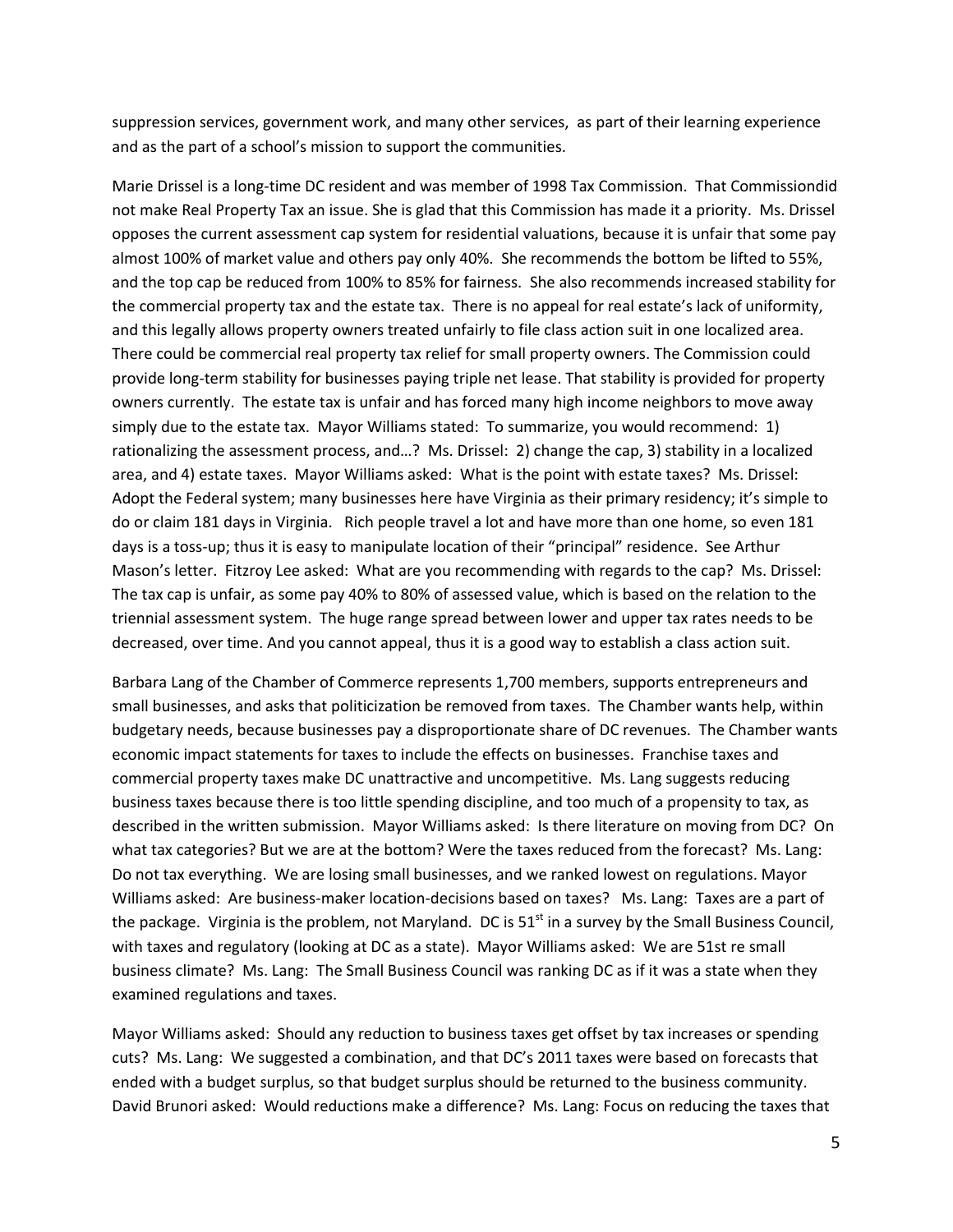suppression services, government work, and many other services, as part of their learning experience and as the part of a school's mission to support the communities.

Marie Drissel is a long-time DC resident and was member of 1998 Tax Commission. That Commissiondid not make Real Property Tax an issue. She is glad that this Commission has made it a priority. Ms. Drissel opposes the current assessment cap system for residential valuations, because it is unfair that some pay almost 100% of market value and others pay only 40%. She recommends the bottom be lifted to 55%, and the top cap be reduced from 100% to 85% for fairness. She also recommends increased stability for the commercial property tax and the estate tax. There is no appeal for real estate's lack of uniformity, and this legally allows property owners treated unfairly to file class action suit in one localized area. There could be commercial real property tax relief for small property owners. The Commission could provide long-term stability for businesses paying triple net lease. That stability is provided for property owners currently. The estate tax is unfair and has forced many high income neighbors to move away simply due to the estate tax. Mayor Williams stated: To summarize, you would recommend: 1) rationalizing the assessment process, and…? Ms. Drissel: 2) change the cap, 3) stability in a localized area, and 4) estate taxes. Mayor Williams asked: What is the point with estate taxes? Ms. Drissel: Adopt the Federal system; many businesses here have Virginia as their primary residency; it's simple to do or claim 181 days in Virginia. Rich people travel a lot and have more than one home, so even 181 days is a toss-up; thus it is easy to manipulate location of their "principal" residence. See Arthur Mason's letter. Fitzroy Lee asked: What are you recommending with regards to the cap? Ms. Drissel: The tax cap is unfair, as some pay 40% to 80% of assessed value, which is based on the relation to the triennial assessment system. The huge range spread between lower and upper tax rates needs to be decreased, over time. And you cannot appeal, thus it is a good way to establish a class action suit.

Barbara Lang of the Chamber of Commerce represents 1,700 members, supports entrepreneurs and small businesses, and asks that politicization be removed from taxes. The Chamber wants help, within budgetary needs, because businesses pay a disproportionate share of DC revenues. The Chamber wants economic impact statements for taxes to include the effects on businesses. Franchise taxes and commercial property taxes make DC unattractive and uncompetitive. Ms. Lang suggests reducing business taxes because there is too little spending discipline, and too much of a propensity to tax, as described in the written submission. Mayor Williams asked: Is there literature on moving from DC? On what tax categories? But we are at the bottom? Were the taxes reduced from the forecast? Ms. Lang: Do not tax everything. We are losing small businesses, and we ranked lowest on regulations. Mayor Williams asked: Are business-maker location-decisions based on taxes? Ms. Lang: Taxes are a part of the package. Virginia is the problem, not Maryland. DC is 51st in a survey by the Small Business Council, with taxes and regulatory (looking at DC as a state). Mayor Williams asked: We are 51st re small business climate? Ms. Lang: The Small Business Council was ranking DC as if it was a state when they examined regulations and taxes.

Mayor Williams asked: Should any reduction to business taxes get offset by tax increases or spending cuts? Ms. Lang: We suggested a combination, and that DC's 2011 taxes were based on forecasts that ended with a budget surplus, so that budget surplus should be returned to the business community. David Brunori asked: Would reductions make a difference? Ms. Lang: Focus on reducing the taxes that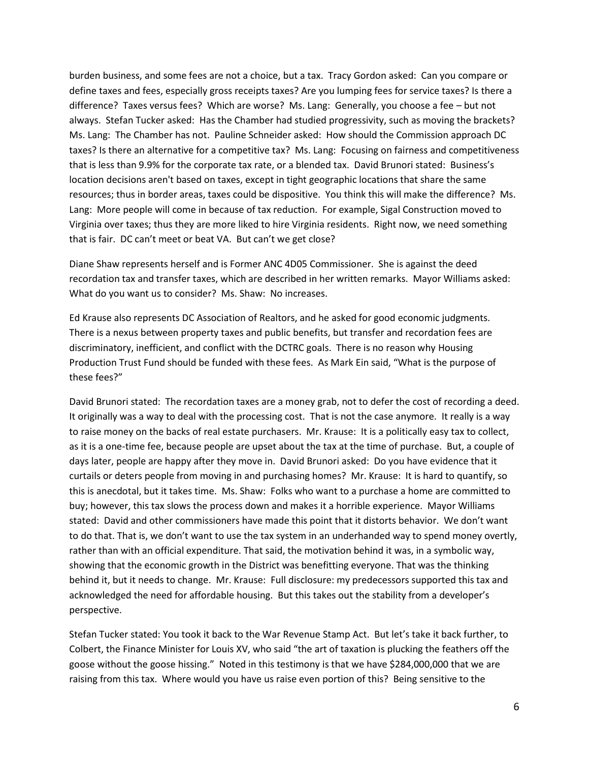burden business, and some fees are not a choice, but a tax. Tracy Gordon asked: Can you compare or define taxes and fees, especially gross receipts taxes? Are you lumping fees for service taxes? Is there a difference? Taxes versus fees? Which are worse? Ms. Lang: Generally, you choose a fee – but not always. Stefan Tucker asked: Has the Chamber had studied progressivity, such as moving the brackets? Ms. Lang: The Chamber has not. Pauline Schneider asked: How should the Commission approach DC taxes? Is there an alternative for a competitive tax? Ms. Lang: Focusing on fairness and competitiveness that is less than 9.9% for the corporate tax rate, or a blended tax. David Brunori stated: Business's location decisions aren't based on taxes, except in tight geographic locations that share the same resources; thus in border areas, taxes could be dispositive. You think this will make the difference? Ms. Lang: More people will come in because of tax reduction. For example, Sigal Construction moved to Virginia over taxes; thus they are more liked to hire Virginia residents. Right now, we need something that is fair. DC can't meet or beat VA. But can't we get close?

Diane Shaw represents herself and is Former ANC 4D05 Commissioner. She is against the deed recordation tax and transfer taxes, which are described in her written remarks. Mayor Williams asked: What do you want us to consider? Ms. Shaw: No increases.

Ed Krause also represents DC Association of Realtors, and he asked for good economic judgments. There is a nexus between property taxes and public benefits, but transfer and recordation fees are discriminatory, inefficient, and conflict with the DCTRC goals. There is no reason why Housing Production Trust Fund should be funded with these fees. As Mark Ein said, "What is the purpose of these fees?"

David Brunori stated: The recordation taxes are a money grab, not to defer the cost of recording a deed. It originally was a way to deal with the processing cost. That is not the case anymore. It really is a way to raise money on the backs of real estate purchasers. Mr. Krause: It is a politically easy tax to collect, as it is a one-time fee, because people are upset about the tax at the time of purchase. But, a couple of days later, people are happy after they move in. David Brunori asked: Do you have evidence that it curtails or deters people from moving in and purchasing homes? Mr. Krause: It is hard to quantify, so this is anecdotal, but it takes time. Ms. Shaw: Folks who want to a purchase a home are committed to buy; however, this tax slows the process down and makes it a horrible experience. Mayor Williams stated: David and other commissioners have made this point that it distorts behavior. We don't want to do that. That is, we don't want to use the tax system in an underhanded way to spend money overtly, rather than with an official expenditure. That said, the motivation behind it was, in a symbolic way, showing that the economic growth in the District was benefitting everyone. That was the thinking behind it, but it needs to change. Mr. Krause: Full disclosure: my predecessors supported this tax and acknowledged the need for affordable housing. But this takes out the stability from a developer's perspective.

Stefan Tucker stated: You took it back to the War Revenue Stamp Act. But let's take it back further, to Colbert, the Finance Minister for Louis XV, who said "the art of taxation is plucking the feathers off the goose without the goose hissing." Noted in this testimony is that we have $284,000,000 that we are raising from this tax. Where would you have us raise even portion of this? Being sensitive to the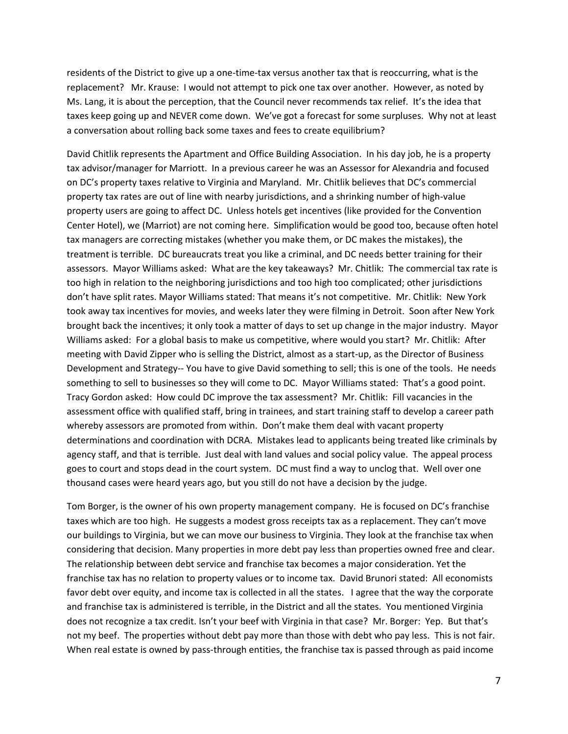residents of the District to give up a one-time-tax versus another tax that is reoccurring, what is the replacement? Mr. Krause: I would not attempt to pick one tax over another. However, as noted by Ms. Lang, it is about the perception, that the Council never recommends tax relief. It's the idea that taxes keep going up and NEVER come down. We've got a forecast for some surpluses. Why not at least a conversation about rolling back some taxes and fees to create equilibrium?

David Chitlik represents the Apartment and Office Building Association. In his day job, he is a property tax advisor/manager for Marriott. In a previous career he was an Assessor for Alexandria and focused on DC's property taxes relative to Virginia and Maryland. Mr. Chitlik believes that DC's commercial property tax rates are out of line with nearby jurisdictions, and a shrinking number of high-value property users are going to affect DC. Unless hotels get incentives (like provided for the Convention Center Hotel), we (Marriot) are not coming here. Simplification would be good too, because often hotel tax managers are correcting mistakes (whether you make them, or DC makes the mistakes), the treatment is terrible. DC bureaucrats treat you like a criminal, and DC needs better training for their assessors. Mayor Williams asked: What are the key takeaways? Mr. Chitlik: The commercial tax rate is too high in relation to the neighboring jurisdictions and too high too complicated; other jurisdictions don't have split rates. Mayor Williams stated: That means it's not competitive. Mr. Chitlik: New York took away tax incentives for movies, and weeks later they were filming in Detroit. Soon after New York brought back the incentives; it only took a matter of days to set up change in the major industry. Mayor Williams asked: For a global basis to make us competitive, where would you start? Mr. Chitlik: After meeting with David Zipper who is selling the District, almost as a start-up, as the Director of Business Development and Strategy-- You have to give David something to sell; this is one of the tools. He needs something to sell to businesses so they will come to DC. Mayor Williams stated: That's a good point. Tracy Gordon asked: How could DC improve the tax assessment? Mr. Chitlik: Fill vacancies in the assessment office with qualified staff, bring in trainees, and start training staff to develop a career path whereby assessors are promoted from within. Don't make them deal with vacant property determinations and coordination with DCRA. Mistakes lead to applicants being treated like criminals by agency staff, and that is terrible. Just deal with land values and social policy value. The appeal process goes to court and stops dead in the court system. DC must find a way to unclog that. Well over one thousand cases were heard years ago, but you still do not have a decision by the judge.

Tom Borger, is the owner of his own property management company. He is focused on DC's franchise taxes which are too high. He suggests a modest gross receipts tax as a replacement. They can't move our buildings to Virginia, but we can move our business to Virginia. They look at the franchise tax when considering that decision. Many properties in more debt pay less than properties owned free and clear. The relationship between debt service and franchise tax becomes a major consideration. Yet the franchise tax has no relation to property values or to income tax. David Brunori stated: All economists favor debt over equity, and income tax is collected in all the states. I agree that the way the corporate and franchise tax is administered is terrible, in the District and all the states. You mentioned Virginia does not recognize a tax credit. Isn't your beef with Virginia in that case? Mr. Borger: Yep. But that's not my beef. The properties without debt pay more than those with debt who pay less. This is not fair. When real estate is owned by pass-through entities, the franchise tax is passed through as paid income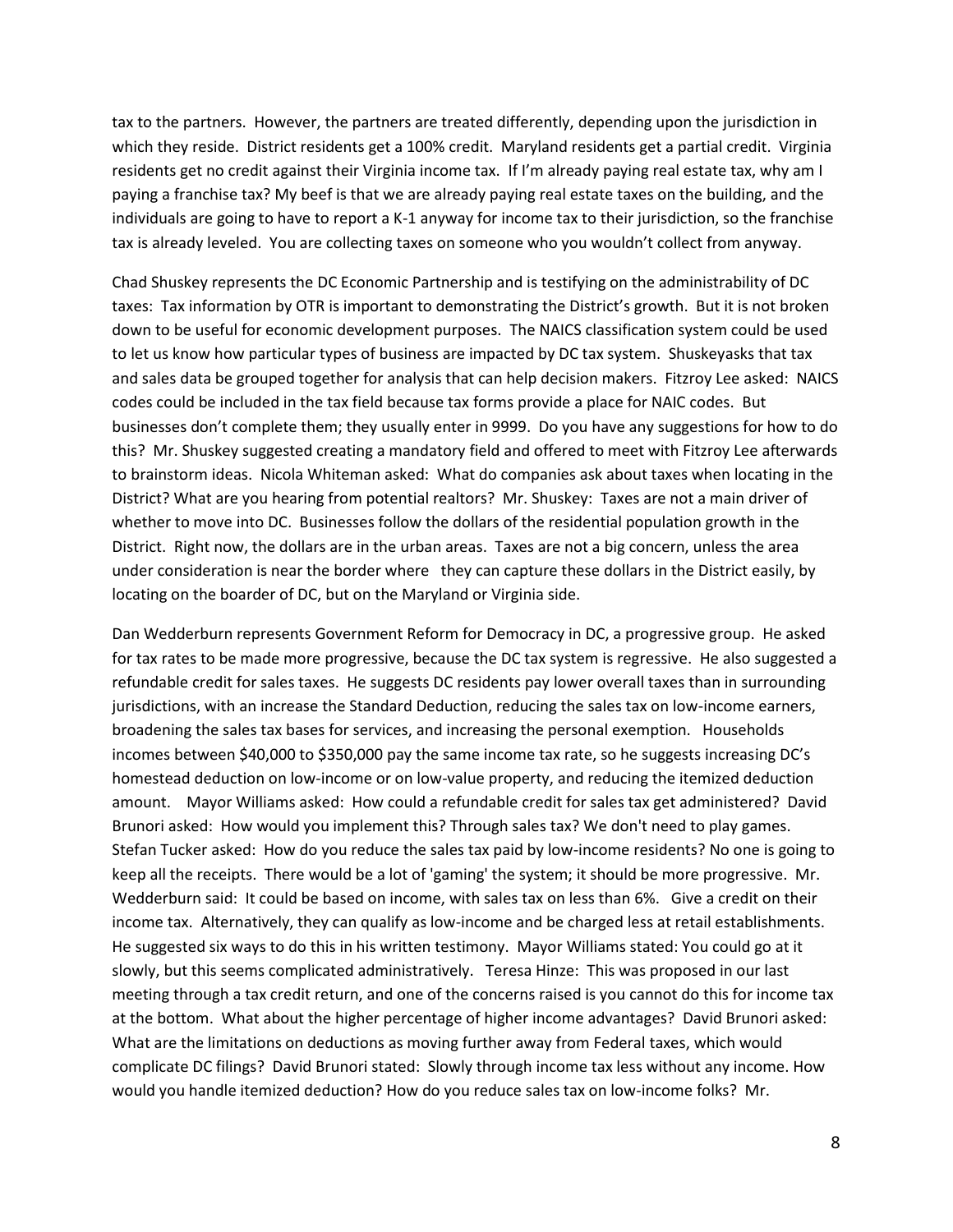tax to the partners. However, the partners are treated differently, depending upon the jurisdiction in which they reside. District residents get a 100% credit. Maryland residents get a partial credit. Virginia residents get no credit against their Virginia income tax. If I'm already paying real estate tax, why am I paying a franchise tax? My beef is that we are already paying real estate taxes on the building, and the individuals are going to have to report a K-1 anyway for income tax to their jurisdiction, so the franchise tax is already leveled. You are collecting taxes on someone who you wouldn't collect from anyway.

Chad Shuskey represents the DC Economic Partnership and is testifying on the administrability of DC taxes: Tax information by OTR is important to demonstrating the District's growth. But it is not broken down to be useful for economic development purposes. The NAICS classification system could be used to let us know how particular types of business are impacted by DC tax system. Shuskeyasks that tax and sales data be grouped together for analysis that can help decision makers. Fitzroy Lee asked: NAICS codes could be included in the tax field because tax forms provide a place for NAIC codes. But businesses don't complete them; they usually enter in 9999. Do you have any suggestions for how to do this? Mr. Shuskey suggested creating a mandatory field and offered to meet with Fitzroy Lee afterwards to brainstorm ideas. Nicola Whiteman asked: What do companies ask about taxes when locating in the District? What are you hearing from potential realtors? Mr. Shuskey: Taxes are not a main driver of whether to move into DC. Businesses follow the dollars of the residential population growth in the District. Right now, the dollars are in the urban areas. Taxes are not a big concern, unless the area under consideration is near the border where they can capture these dollars in the District easily, by locating on the boarder of DC, but on the Maryland or Virginia side.

Dan Wedderburn represents Government Reform for Democracy in DC, a progressive group. He asked for tax rates to be made more progressive, because the DC tax system is regressive. He also suggested a refundable credit for sales taxes. He suggests DC residents pay lower overall taxes than in surrounding jurisdictions, with an increase the Standard Deduction, reducing the sales tax on low-income earners, broadening the sales tax bases for services, and increasing the personal exemption. Households incomes between \$40,000 to \$350,000 pay the same income tax rate, so he suggests increasing DC's homestead deduction on low-income or on low-value property, and reducing the itemized deduction amount. Mayor Williams asked: How could a refundable credit for sales tax get administered? David Brunori asked: How would you implement this? Through sales tax? We don't need to play games. Stefan Tucker asked: How do you reduce the sales tax paid by low-income residents? No one is going to keep all the receipts. There would be a lot of 'gaming' the system; it should be more progressive. Mr. Wedderburn said: It could be based on income, with sales tax on less than 6%. Give a credit on their income tax. Alternatively, they can qualify as low-income and be charged less at retail establishments. He suggested six ways to do this in his written testimony. Mayor Williams stated: You could go at it slowly, but this seems complicated administratively. Teresa Hinze: This was proposed in our last meeting through a tax credit return, and one of the concerns raised is you cannot do this for income tax at the bottom. What about the higher percentage of higher income advantages? David Brunori asked: What are the limitations on deductions as moving further away from Federal taxes, which would complicate DC filings? David Brunori stated: Slowly through income tax less without any income. How would you handle itemized deduction? How do you reduce sales tax on low-income folks? Mr.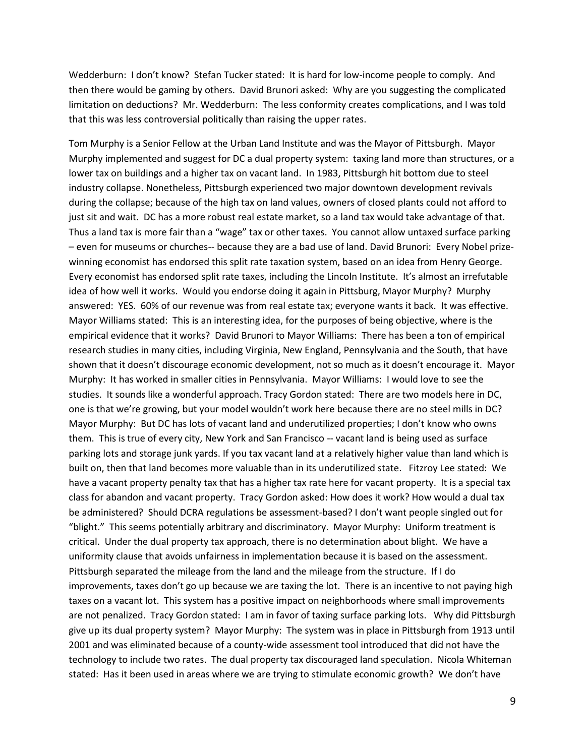Wedderburn: I don't know? Stefan Tucker stated: It is hard for low-income people to comply. And then there would be gaming by others. David Brunori asked: Why are you suggesting the complicated limitation on deductions? Mr. Wedderburn: The less conformity creates complications, and I was told that this was less controversial politically than raising the upper rates.

Tom Murphy is a Senior Fellow at the Urban Land Institute and was the Mayor of Pittsburgh. Mayor Murphy implemented and suggest for DC a dual property system: taxing land more than structures, or a lower tax on buildings and a higher tax on vacant land. In 1983, Pittsburgh hit bottom due to steel industry collapse. Nonetheless, Pittsburgh experienced two major downtown development revivals during the collapse; because of the high tax on land values, owners of closed plants could not afford to just sit and wait. DC has a more robust real estate market, so a land tax would take advantage of that. Thus a land tax is more fair than a "wage" tax or other taxes. You cannot allow untaxed surface parking – even for museums or churches-- because they are a bad use of land. David Brunori: Every Nobel prize-winning economist has endorsed this split rate taxation system, based on an idea from Henry George. Every economist has endorsed split rate taxes, including the Lincoln Institute. It's almost an irrefutable idea of how well it works. Would you endorse doing it again in Pittsburg, Mayor Murphy? Murphy answered: YES. 60% of our revenue was from real estate tax; everyone wants it back. It was effective. Mayor Williams stated: This is an interesting idea, for the purposes of being objective, where is the empirical evidence that it works? David Brunori to Mayor Williams: There has been a ton of empirical research studies in many cities, including Virginia, New England, Pennsylvania and the South, that have shown that it doesn't discourage economic development, not so much as it doesn't encourage it. Mayor Murphy: It has worked in smaller cities in Pennsylvania. Mayor Williams: I would love to see the studies. It sounds like a wonderful approach. Tracy Gordon stated: There are two models here in DC, one is that we're growing, but your model wouldn't work here because there are no steel mills in DC? Mayor Murphy: But DC has lots of vacant land and underutilized properties; I don't know who owns them. This is true of every city, New York and San Francisco -- vacant land is being used as surface parking lots and storage junk yards. If you tax vacant land at a relatively higher value than land which is built on, then that land becomes more valuable than in its underutilized state. Fitzroy Lee stated: We have a vacant property penalty tax that has a higher tax rate here for vacant property. It is a special tax class for abandon and vacant property. Tracy Gordon asked: How does it work? How would a dual tax be administered? Should DCRA regulations be assessment-based? I don't want people singled out for "blight." This seems potentially arbitrary and discriminatory. Mayor Murphy: Uniform treatment is critical. Under the dual property tax approach, there is no determination about blight. We have a uniformity clause that avoids unfairness in implementation because it is based on the assessment. Pittsburgh separated the mileage from the land and the mileage from the structure. If I do improvements, taxes don't go up because we are taxing the lot. There is an incentive to not paying high taxes on a vacant lot. This system has a positive impact on neighborhoods where small improvements are not penalized. Tracy Gordon stated: I am in favor of taxing surface parking lots. Why did Pittsburgh give up its dual property system? Mayor Murphy: The system was in place in Pittsburgh from 1913 until 2001 and was eliminated because of a county-wide assessment tool introduced that did not have the technology to include two rates. The dual property tax discouraged land speculation. Nicola Whiteman stated: Has it been used in areas where we are trying to stimulate economic growth? We don't have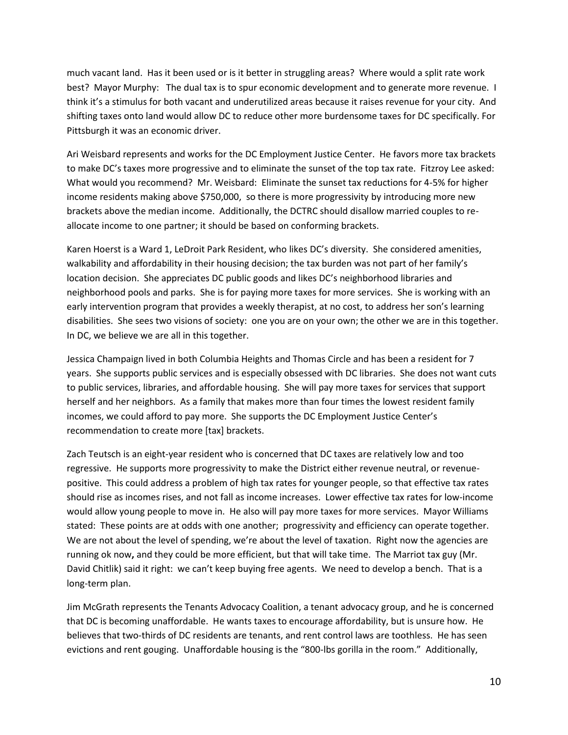much vacant land. Has it been used or is it better in struggling areas? Where would a split rate work best? Mayor Murphy: The dual tax is to spur economic development and to generate more revenue. I think it's a stimulus for both vacant and underutilized areas because it raises revenue for your city. And shifting taxes onto land would allow DC to reduce other more burdensome taxes for DC specifically. For Pittsburgh it was an economic driver.

Ari Weisbard represents and works for the DC Employment Justice Center. He favors more tax brackets to make DC's taxes more progressive and to eliminate the sunset of the top tax rate. Fitzroy Lee asked: What would you recommend? Mr. Weisbard: Eliminate the sunset tax reductions for 4-5% for higher income residents making above $750,000, so there is more progressivity by introducing more new brackets above the median income. Additionally, the DCTRC should disallow married couples to re-allocate income to one partner; it should be based on conforming brackets.

Karen Hoerst is a Ward 1, LeDroit Park Resident, who likes DC's diversity. She considered amenities, walkability and affordability in their housing decision; the tax burden was not part of her family's location decision. She appreciates DC public goods and likes DC's neighborhood libraries and neighborhood pools and parks. She is for paying more taxes for more services. She is working with an early intervention program that provides a weekly therapist, at no cost, to address her son's learning disabilities. She sees two visions of society: one you are on your own; the other we are in this together. In DC, we believe we are all in this together.

Jessica Champaign lived in both Columbia Heights and Thomas Circle and has been a resident for 7 years. She supports public services and is especially obsessed with DC libraries. She does not want cuts to public services, libraries, and affordable housing. She will pay more taxes for services that support herself and her neighbors. As a family that makes more than four times the lowest resident family incomes, we could afford to pay more. She supports the DC Employment Justice Center's recommendation to create more [tax] brackets.

Zach Teutsch is an eight-year resident who is concerned that DC taxes are relatively low and too regressive. He supports more progressivity to make the District either revenue neutral, or revenue-positive. This could address a problem of high tax rates for younger people, so that effective tax rates should rise as incomes rises, and not fall as income increases. Lower effective tax rates for low-income would allow young people to move in. He also will pay more taxes for more services. Mayor Williams stated: These points are at odds with one another; progressivity and efficiency can operate together. We are not about the level of spending, we're about the level of taxation. Right now the agencies are running ok now**,** and they could be more efficient, but that will take time. The Marriot tax guy (Mr. David Chitlik) said it right: we can't keep buying free agents. We need to develop a bench. That is a long-term plan.

Jim McGrath represents the Tenants Advocacy Coalition, a tenant advocacy group, and he is concerned that DC is becoming unaffordable. He wants taxes to encourage affordability, but is unsure how. He believes that two-thirds of DC residents are tenants, and rent control laws are toothless. He has seen evictions and rent gouging. Unaffordable housing is the "800-lbs gorilla in the room." Additionally,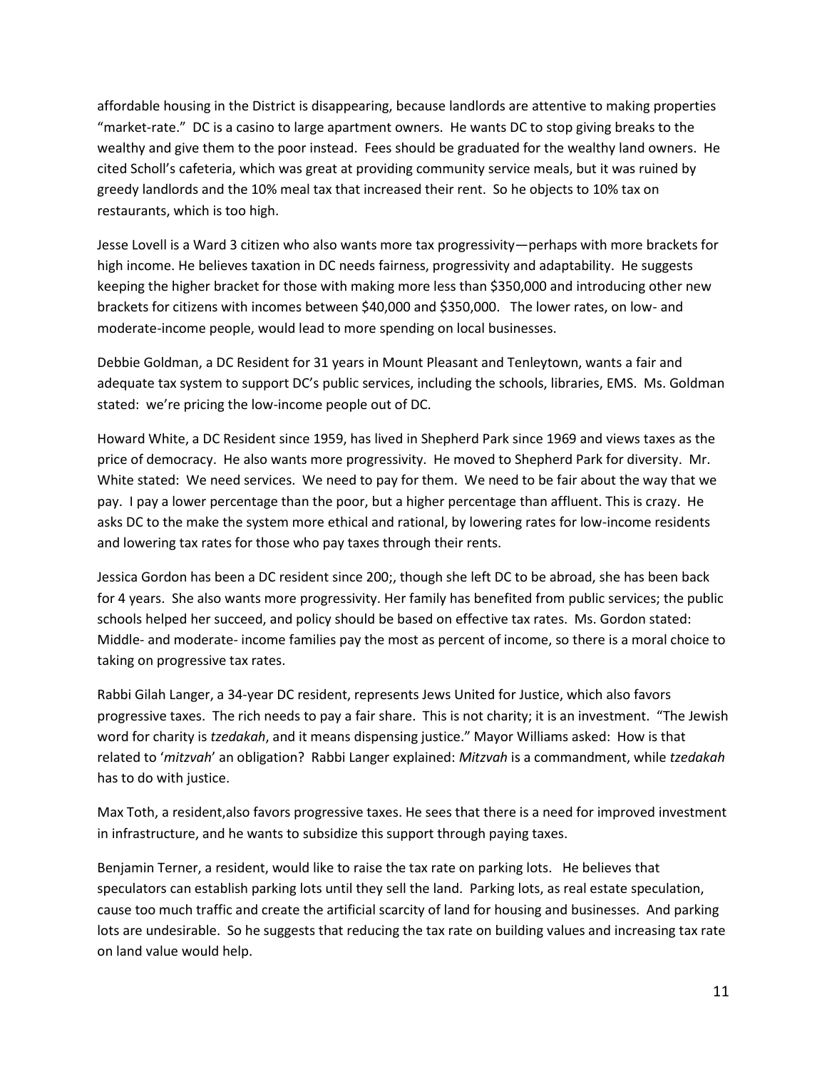affordable housing in the District is disappearing, because landlords are attentive to making properties "market-rate." DC is a casino to large apartment owners. He wants DC to stop giving breaks to the wealthy and give them to the poor instead. Fees should be graduated for the wealthy land owners. He cited Scholl's cafeteria, which was great at providing community service meals, but it was ruined by greedy landlords and the 10% meal tax that increased their rent. So he objects to 10% tax on restaurants, which is too high.

Jesse Lovell is a Ward 3 citizen who also wants more tax progressivity—perhaps with more brackets for high income. He believes taxation in DC needs fairness, progressivity and adaptability. He suggests keeping the higher bracket for those with making more less than $350,000 and introducing other new brackets for citizens with incomes between $40,000 and $350,000. The lower rates, on low- and moderate-income people, would lead to more spending on local businesses.

Debbie Goldman, a DC Resident for 31 years in Mount Pleasant and Tenleytown, wants a fair and adequate tax system to support DC's public services, including the schools, libraries, EMS. Ms. Goldman stated: we're pricing the low-income people out of DC.

Howard White, a DC Resident since 1959, has lived in Shepherd Park since 1969 and views taxes as the price of democracy. He also wants more progressivity. He moved to Shepherd Park for diversity. Mr. White stated: We need services. We need to pay for them. We need to be fair about the way that we pay. I pay a lower percentage than the poor, but a higher percentage than affluent. This is crazy. He asks DC to the make the system more ethical and rational, by lowering rates for low-income residents and lowering tax rates for those who pay taxes through their rents.

Jessica Gordon has been a DC resident since 200;, though she left DC to be abroad, she has been back for 4 years. She also wants more progressivity. Her family has benefited from public services; the public schools helped her succeed, and policy should be based on effective tax rates. Ms. Gordon stated: Middle- and moderate- income families pay the most as percent of income, so there is a moral choice to taking on progressive tax rates.

Rabbi Gilah Langer, a 34-year DC resident, represents Jews United for Justice, which also favors progressive taxes. The rich needs to pay a fair share. This is not charity; it is an investment. "The Jewish word for charity is *tzedakah*, and it means dispensing justice." Mayor Williams asked: How is that related to '*mitzvah*' an obligation? Rabbi Langer explained: *Mitzvah* is a commandment, while *tzedakah* has to do with justice.

Max Toth, a resident,also favors progressive taxes. He sees that there is a need for improved investment in infrastructure, and he wants to subsidize this support through paying taxes.

Benjamin Terner, a resident, would like to raise the tax rate on parking lots. He believes that speculators can establish parking lots until they sell the land. Parking lots, as real estate speculation, cause too much traffic and create the artificial scarcity of land for housing and businesses. And parking lots are undesirable. So he suggests that reducing the tax rate on building values and increasing tax rate on land value would help.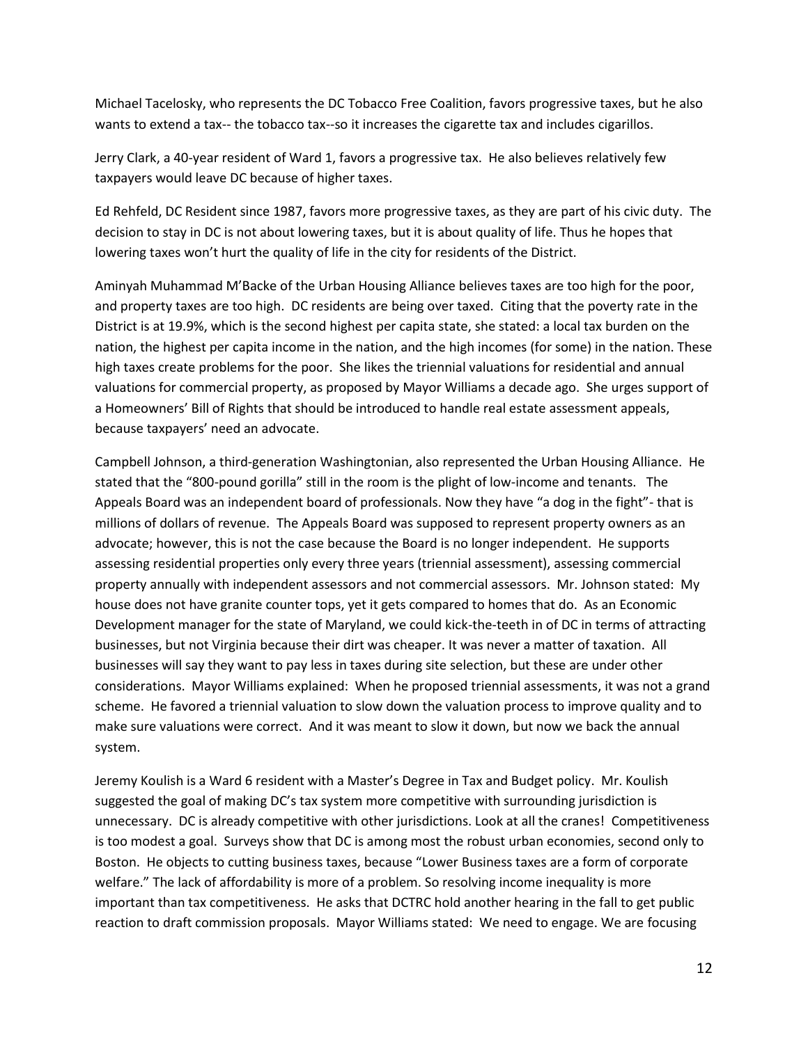Michael Tacelosky, who represents the DC Tobacco Free Coalition, favors progressive taxes, but he also wants to extend a tax-- the tobacco tax--so it increases the cigarette tax and includes cigarillos.

Jerry Clark, a 40-year resident of Ward 1, favors a progressive tax. He also believes relatively few taxpayers would leave DC because of higher taxes.

Ed Rehfeld, DC Resident since 1987, favors more progressive taxes, as they are part of his civic duty. The decision to stay in DC is not about lowering taxes, but it is about quality of life. Thus he hopes that lowering taxes won't hurt the quality of life in the city for residents of the District.

Aminyah Muhammad M'Backe of the Urban Housing Alliance believes taxes are too high for the poor, and property taxes are too high. DC residents are being over taxed. Citing that the poverty rate in the District is at 19.9%, which is the second highest per capita state, she stated: a local tax burden on the nation, the highest per capita income in the nation, and the high incomes (for some) in the nation. These high taxes create problems for the poor. She likes the triennial valuations for residential and annual valuations for commercial property, as proposed by Mayor Williams a decade ago. She urges support of a Homeowners' Bill of Rights that should be introduced to handle real estate assessment appeals, because taxpayers' need an advocate.

Campbell Johnson, a third-generation Washingtonian, also represented the Urban Housing Alliance. He stated that the "800-pound gorilla" still in the room is the plight of low-income and tenants. The Appeals Board was an independent board of professionals. Now they have "a dog in the fight"- that is millions of dollars of revenue. The Appeals Board was supposed to represent property owners as an advocate; however, this is not the case because the Board is no longer independent. He supports assessing residential properties only every three years (triennial assessment), assessing commercial property annually with independent assessors and not commercial assessors. Mr. Johnson stated: My house does not have granite counter tops, yet it gets compared to homes that do. As an Economic Development manager for the state of Maryland, we could kick-the-teeth in of DC in terms of attracting businesses, but not Virginia because their dirt was cheaper. It was never a matter of taxation. All businesses will say they want to pay less in taxes during site selection, but these are under other considerations. Mayor Williams explained: When he proposed triennial assessments, it was not a grand scheme. He favored a triennial valuation to slow down the valuation process to improve quality and to make sure valuations were correct. And it was meant to slow it down, but now we back the annual system.

Jeremy Koulish is a Ward 6 resident with a Master's Degree in Tax and Budget policy. Mr. Koulish suggested the goal of making DC's tax system more competitive with surrounding jurisdiction is unnecessary. DC is already competitive with other jurisdictions. Look at all the cranes! Competitiveness is too modest a goal. Surveys show that DC is among most the robust urban economies, second only to Boston. He objects to cutting business taxes, because "Lower Business taxes are a form of corporate welfare." The lack of affordability is more of a problem. So resolving income inequality is more important than tax competitiveness. He asks that DCTRC hold another hearing in the fall to get public reaction to draft commission proposals. Mayor Williams stated: We need to engage. We are focusing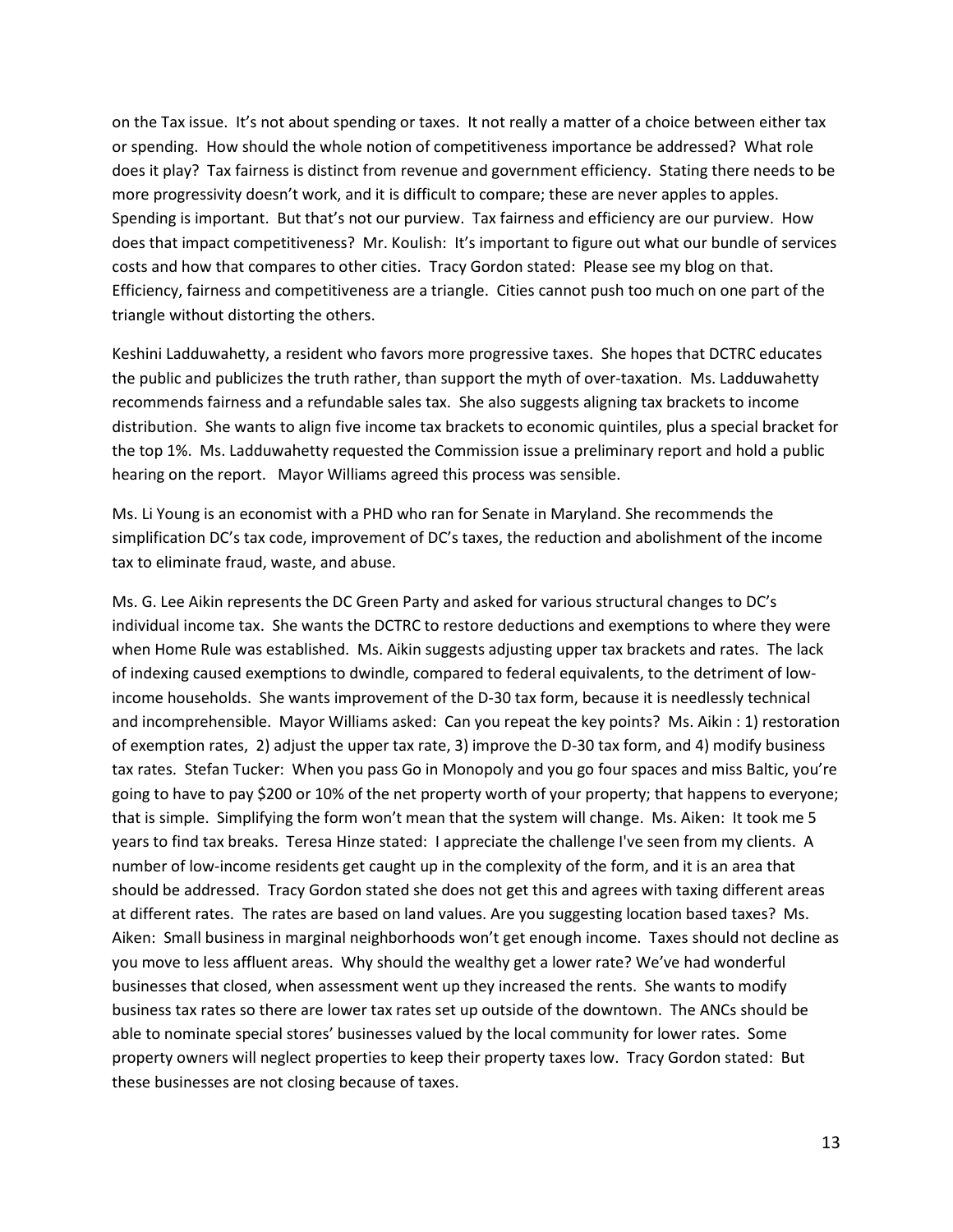on the Tax issue. It's not about spending or taxes. It not really a matter of a choice between either tax or spending. How should the whole notion of competitiveness importance be addressed? What role does it play? Tax fairness is distinct from revenue and government efficiency. Stating there needs to be more progressivity doesn't work, and it is difficult to compare; these are never apples to apples. Spending is important. But that's not our purview. Tax fairness and efficiency are our purview. How does that impact competitiveness? Mr. Koulish: It's important to figure out what our bundle of services costs and how that compares to other cities. Tracy Gordon stated: Please see my blog on that. Efficiency, fairness and competitiveness are a triangle. Cities cannot push too much on one part of the triangle without distorting the others.

Keshini Ladduwahetty, a resident who favors more progressive taxes. She hopes that DCTRC educates the public and publicizes the truth rather, than support the myth of over-taxation. Ms. Ladduwahetty recommends fairness and a refundable sales tax. She also suggests aligning tax brackets to income distribution. She wants to align five income tax brackets to economic quintiles, plus a special bracket for the top 1%. Ms. Ladduwahetty requested the Commission issue a preliminary report and hold a public hearing on the report. Mayor Williams agreed this process was sensible.

Ms. Li Young is an economist with a PHD who ran for Senate in Maryland. She recommends the simplification DC's tax code, improvement of DC's taxes, the reduction and abolishment of the income tax to eliminate fraud, waste, and abuse.

Ms. G. Lee Aikin represents the DC Green Party and asked for various structural changes to DC's individual income tax. She wants the DCTRC to restore deductions and exemptions to where they were when Home Rule was established. Ms. Aikin suggests adjusting upper tax brackets and rates. The lack of indexing caused exemptions to dwindle, compared to federal equivalents, to the detriment of low-income households. She wants improvement of the D-30 tax form, because it is needlessly technical and incomprehensible. Mayor Williams asked: Can you repeat the key points? Ms. Aikin : 1) restoration of exemption rates, 2) adjust the upper tax rate, 3) improve the D-30 tax form, and 4) modify business tax rates. Stefan Tucker: When you pass Go in Monopoly and you go four spaces and miss Baltic, you're going to have to pay $200 or 10% of the net property worth of your property; that happens to everyone; that is simple. Simplifying the form won't mean that the system will change. Ms. Aiken: It took me 5 years to find tax breaks. Teresa Hinze stated: I appreciate the challenge I've seen from my clients. A number of low-income residents get caught up in the complexity of the form, and it is an area that should be addressed. Tracy Gordon stated she does not get this and agrees with taxing different areas at different rates. The rates are based on land values. Are you suggesting location based taxes? Ms. Aiken: Small business in marginal neighborhoods won't get enough income. Taxes should not decline as you move to less affluent areas. Why should the wealthy get a lower rate? We've had wonderful businesses that closed, when assessment went up they increased the rents. She wants to modify business tax rates so there are lower tax rates set up outside of the downtown. The ANCs should be able to nominate special stores' businesses valued by the local community for lower rates. Some property owners will neglect properties to keep their property taxes low. Tracy Gordon stated: But these businesses are not closing because of taxes.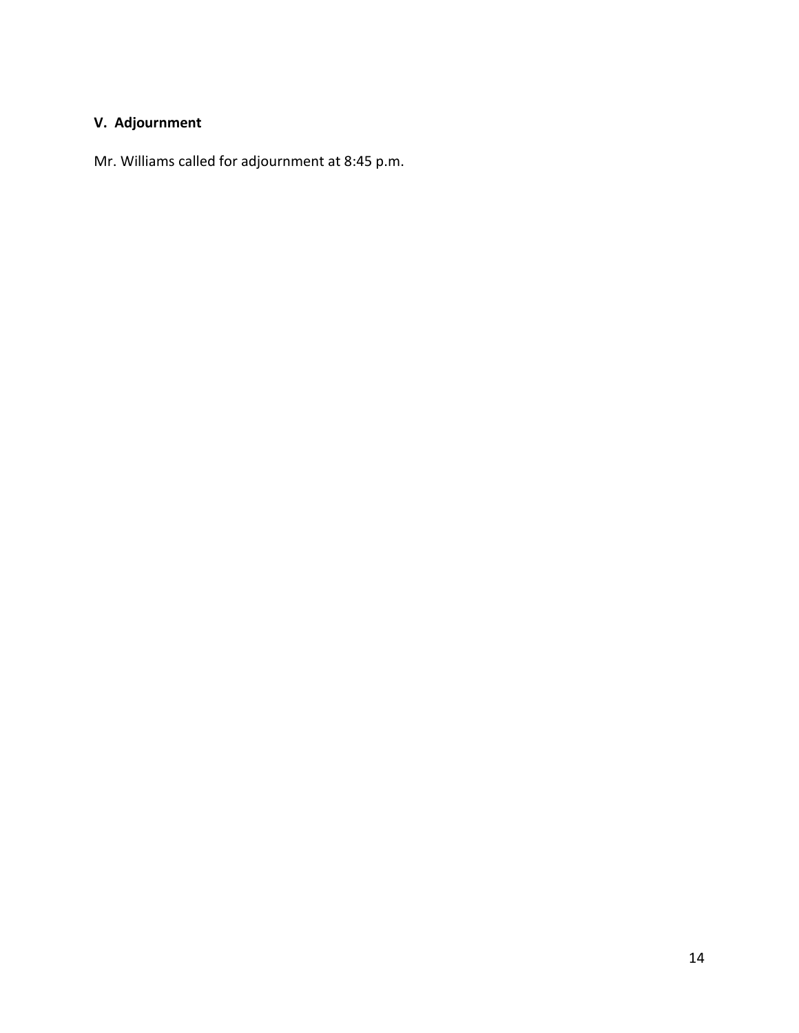### V. Adjournment

Mr. Williams called for adjournment at 8:45 p.m.